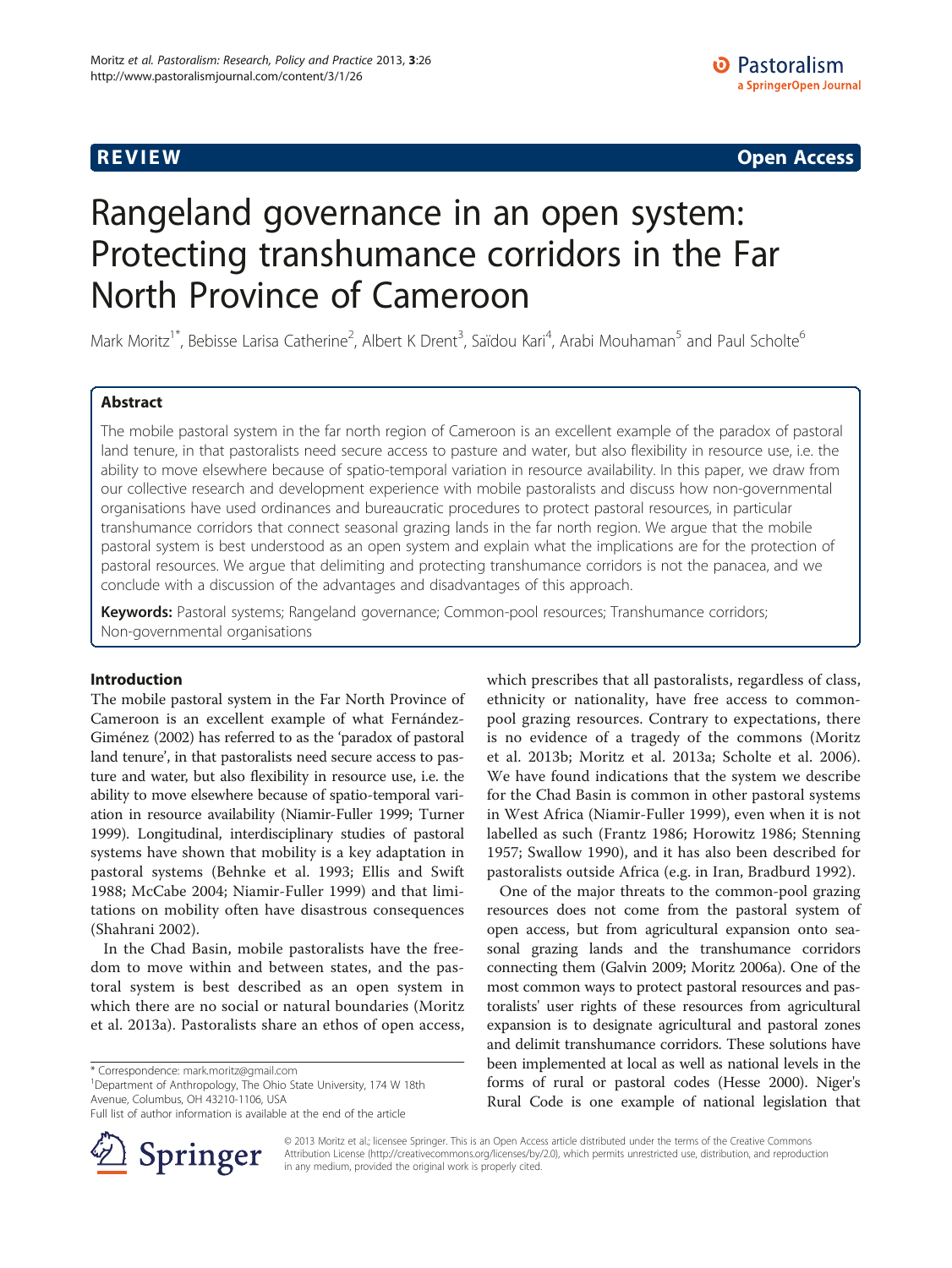**REVIEW** **Open Access**

# Rangeland governance in an open system: Protecting transhumance corridors in the Far North Province of Cameroon

Mark Moritz[1*], Bebisse Larisa Catherine[2], Albert K Drent[3], Saïdou Kari[4], Arabi Mouhaman[5] and Paul Scholte[6]

## Abstract

The mobile pastoral system in the far north region of Cameroon is an excellent example of the paradox of pastoral land tenure, in that pastoralists need secure access to pasture and water, but also flexibility in resource use, i.e. the ability to move elsewhere because of spatio-temporal variation in resource availability. In this paper, we draw from our collective research and development experience with mobile pastoralists and discuss how non-governmental organisations have used ordinances and bureaucratic procedures to protect pastoral resources, in particular transhumance corridors that connect seasonal grazing lands in the far north region. We argue that the mobile pastoral system is best understood as an open system and explain what the implications are for the protection of pastoral resources. We argue that delimiting and protecting transhumance corridors is not the panacea, and we conclude with a discussion of the advantages and disadvantages of this approach.

**Keywords:** Pastoral systems; Rangeland governance; Common-pool resources; Transhumance corridors; Non-governmental organisations

## Introduction

The mobile pastoral system in the Far North Province of Cameroon is an excellent example of what Fernández-Giménez (2002) has referred to as the 'paradox of pastoral land tenure', in that pastoralists need secure access to pasture and water, but also flexibility in resource use, i.e. the ability to move elsewhere because of spatio-temporal variation in resource availability (Niamir-Fuller 1999; Turner 1999). Longitudinal, interdisciplinary studies of pastoral systems have shown that mobility is a key adaptation in pastoral systems (Behnke et al. 1993; Ellis and Swift 1988; McCabe 2004; Niamir-Fuller 1999) and that limitations on mobility often have disastrous consequences (Shahrani 2002).

In the Chad Basin, mobile pastoralists have the freedom to move within and between states, and the pastoral system is best described as an open system in which there are no social or natural boundaries (Moritz et al. 2013a). Pastoralists share an ethos of open access, which prescribes that all pastoralists, regardless of class, ethnicity or nationality, have free access to common-pool grazing resources. Contrary to expectations, there is no evidence of a tragedy of the commons (Moritz et al. 2013b; Moritz et al. 2013a; Scholte et al. 2006). We have found indications that the system we describe for the Chad Basin is common in other pastoral systems in West Africa (Niamir-Fuller 1999), even when it is not labelled as such (Frantz 1986; Horowitz 1986; Stenning 1957; Swallow 1990), and it has also been described for pastoralists outside Africa (e.g. in Iran, Bradburd 1992).

One of the major threats to the common-pool grazing resources does not come from the pastoral system of open access, but from agricultural expansion onto seasonal grazing lands and the transhumance corridors connecting them (Galvin 2009; Moritz 2006a). One of the most common ways to protect pastoral resources and pastoralists' user rights of these resources from agricultural expansion is to designate agricultural and pastoral zones and delimit transhumance corridors. These solutions have been implemented at local as well as national levels in the forms of rural or pastoral codes (Hesse 2000). Niger's Rural Code is one example of national legislation that

* Correspondence: mark.moritz@gmail.com
[1]Department of Anthropology, The Ohio State University, 174 W 18th Avenue, Columbus, OH 43210-1106, USA
Full list of author information is available at the end of the article

© 2013 Moritz et al.; licensee Springer. This is an Open Access article distributed under the terms of the Creative Commons Attribution License (http://creativecommons.org/licenses/by/2.0), which permits unrestricted use, distribution, and reproduction in any medium, provided the original work is properly cited.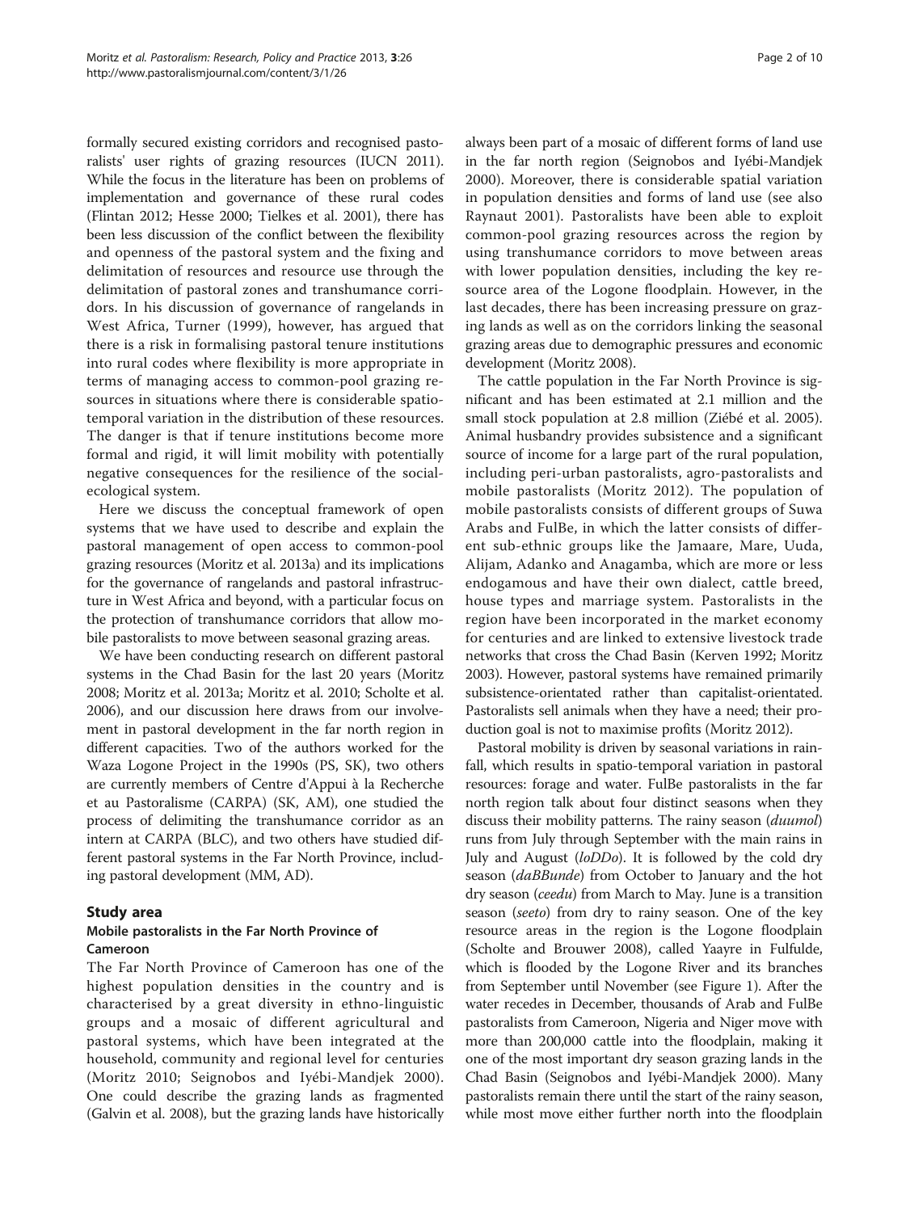formally secured existing corridors and recognised pastoralists' user rights of grazing resources (IUCN 2011). While the focus in the literature has been on problems of implementation and governance of these rural codes (Flintan 2012; Hesse 2000; Tielkes et al. 2001), there has been less discussion of the conflict between the flexibility and openness of the pastoral system and the fixing and delimitation of resources and resource use through the delimitation of pastoral zones and transhumance corridors. In his discussion of governance of rangelands in West Africa, Turner (1999), however, has argued that there is a risk in formalising pastoral tenure institutions into rural codes where flexibility is more appropriate in terms of managing access to common-pool grazing resources in situations where there is considerable spatio-temporal variation in the distribution of these resources. The danger is that if tenure institutions become more formal and rigid, it will limit mobility with potentially negative consequences for the resilience of the social-ecological system.

Here we discuss the conceptual framework of open systems that we have used to describe and explain the pastoral management of open access to common-pool grazing resources (Moritz et al. 2013a) and its implications for the governance of rangelands and pastoral infrastructure in West Africa and beyond, with a particular focus on the protection of transhumance corridors that allow mobile pastoralists to move between seasonal grazing areas.

We have been conducting research on different pastoral systems in the Chad Basin for the last 20 years (Moritz 2008; Moritz et al. 2013a; Moritz et al. 2010; Scholte et al. 2006), and our discussion here draws from our involvement in pastoral development in the far north region in different capacities. Two of the authors worked for the Waza Logone Project in the 1990s (PS, SK), two others are currently members of Centre d'Appui à la Recherche et au Pastoralisme (CARPA) (SK, AM), one studied the process of delimiting the transhumance corridor as an intern at CARPA (BLC), and two others have studied different pastoral systems in the Far North Province, including pastoral development (MM, AD).

## Study area

### Mobile pastoralists in the Far North Province of Cameroon

The Far North Province of Cameroon has one of the highest population densities in the country and is characterised by a great diversity in ethno-linguistic groups and a mosaic of different agricultural and pastoral systems, which have been integrated at the household, community and regional level for centuries (Moritz 2010; Seignobos and Iyébi-Mandjek 2000). One could describe the grazing lands as fragmented (Galvin et al. 2008), but the grazing lands have historically always been part of a mosaic of different forms of land use in the far north region (Seignobos and Iyébi-Mandjek 2000). Moreover, there is considerable spatial variation in population densities and forms of land use (see also Raynaut 2001). Pastoralists have been able to exploit common-pool grazing resources across the region by using transhumance corridors to move between areas with lower population densities, including the key resource area of the Logone floodplain. However, in the last decades, there has been increasing pressure on grazing lands as well as on the corridors linking the seasonal grazing areas due to demographic pressures and economic development (Moritz 2008).

The cattle population in the Far North Province is significant and has been estimated at 2.1 million and the small stock population at 2.8 million (Ziébé et al. 2005). Animal husbandry provides subsistence and a significant source of income for a large part of the rural population, including peri-urban pastoralists, agro-pastoralists and mobile pastoralists (Moritz 2012). The population of mobile pastoralists consists of different groups of Suwa Arabs and FulBe, in which the latter consists of different sub-ethnic groups like the Jamaare, Mare, Uuda, Alijam, Adanko and Anagamba, which are more or less endogamous and have their own dialect, cattle breed, house types and marriage system. Pastoralists in the region have been incorporated in the market economy for centuries and are linked to extensive livestock trade networks that cross the Chad Basin (Kerven 1992; Moritz 2003). However, pastoral systems have remained primarily subsistence-orientated rather than capitalist-orientated. Pastoralists sell animals when they have a need; their production goal is not to maximise profits (Moritz 2012).

Pastoral mobility is driven by seasonal variations in rainfall, which results in spatio-temporal variation in pastoral resources: forage and water. FulBe pastoralists in the far north region talk about four distinct seasons when they discuss their mobility patterns. The rainy season (*duumol*) runs from July through September with the main rains in July and August (*loDDo*). It is followed by the cold dry season (*daBBunde*) from October to January and the hot dry season (*ceedu*) from March to May. June is a transition season (*seeto*) from dry to rainy season. One of the key resource areas in the region is the Logone floodplain (Scholte and Brouwer 2008), called Yaayre in Fulfulde, which is flooded by the Logone River and its branches from September until November (see Figure 1). After the water recedes in December, thousands of Arab and FulBe pastoralists from Cameroon, Nigeria and Niger move with more than 200,000 cattle into the floodplain, making it one of the most important dry season grazing lands in the Chad Basin (Seignobos and Iyébi-Mandjek 2000). Many pastoralists remain there until the start of the rainy season, while most move either further north into the floodplain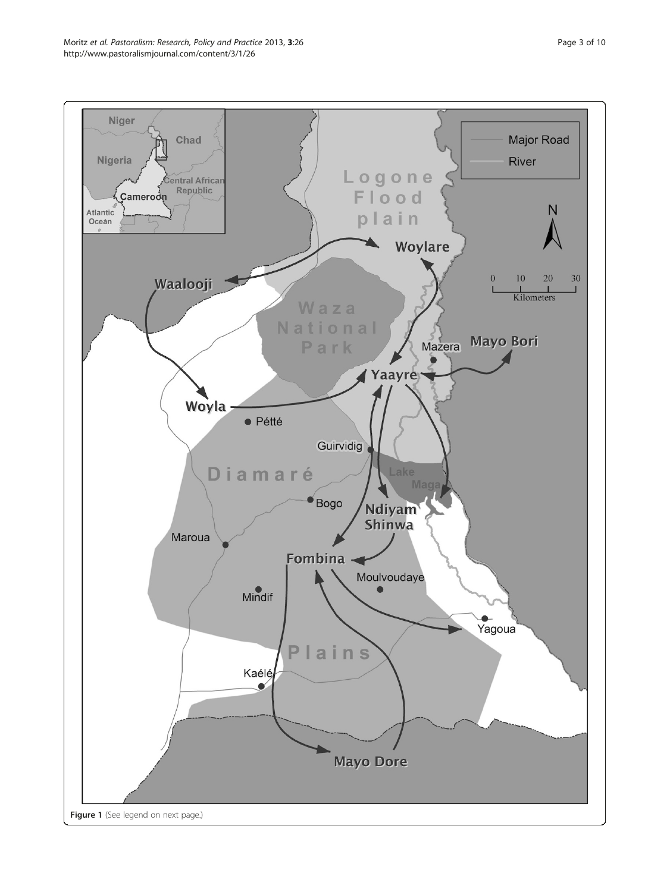**Figure 1** (See legend on next page.)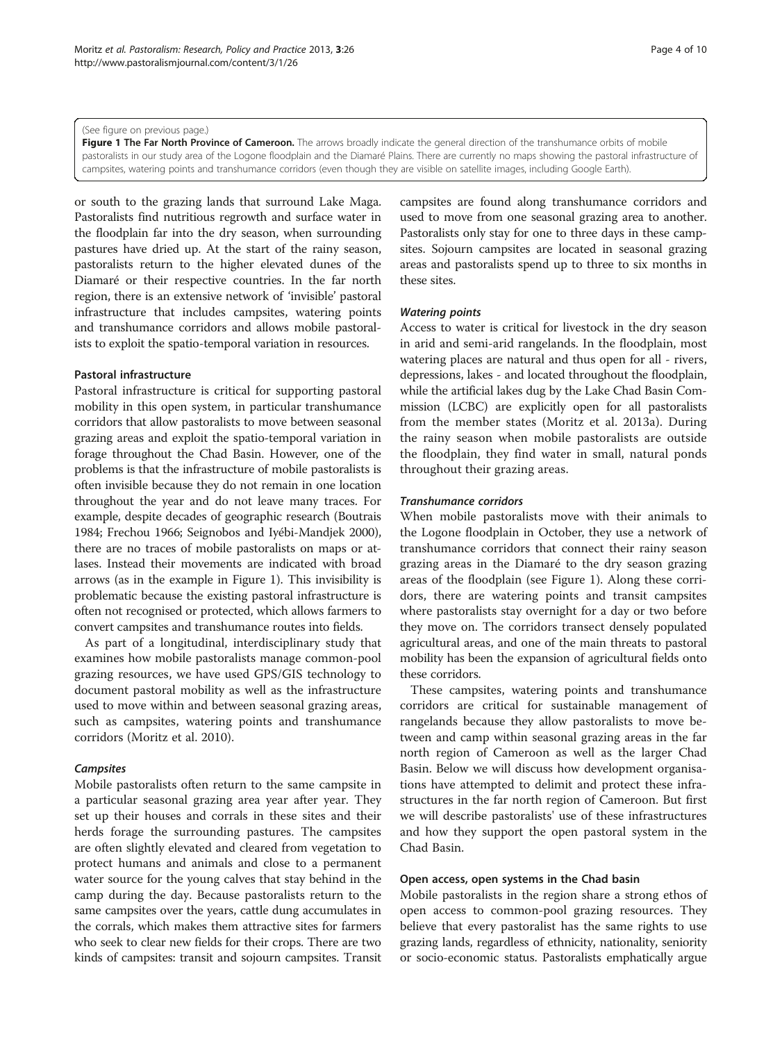(See figure on previous page.)

**Figure 1 The Far North Province of Cameroon.** The arrows broadly indicate the general direction of the transhumance orbits of mobile pastoralists in our study area of the Logone floodplain and the Diamaré Plains. There are currently no maps showing the pastoral infrastructure of campsites, watering points and transhumance corridors (even though they are visible on satellite images, including Google Earth).

or south to the grazing lands that surround Lake Maga. Pastoralists find nutritious regrowth and surface water in the floodplain far into the dry season, when surrounding pastures have dried up. At the start of the rainy season, pastoralists return to the higher elevated dunes of the Diamaré or their respective countries. In the far north region, there is an extensive network of 'invisible' pastoral infrastructure that includes campsites, watering points and transhumance corridors and allows mobile pastoralists to exploit the spatio-temporal variation in resources.

### Pastoral infrastructure

Pastoral infrastructure is critical for supporting pastoral mobility in this open system, in particular transhumance corridors that allow pastoralists to move between seasonal grazing areas and exploit the spatio-temporal variation in forage throughout the Chad Basin. However, one of the problems is that the infrastructure of mobile pastoralists is often invisible because they do not remain in one location throughout the year and do not leave many traces. For example, despite decades of geographic research (Boutrais 1984; Frechou 1966; Seignobos and Iyébi-Mandjek 2000), there are no traces of mobile pastoralists on maps or atlases. Instead their movements are indicated with broad arrows (as in the example in Figure 1). This invisibility is problematic because the existing pastoral infrastructure is often not recognised or protected, which allows farmers to convert campsites and transhumance routes into fields.

As part of a longitudinal, interdisciplinary study that examines how mobile pastoralists manage common-pool grazing resources, we have used GPS/GIS technology to document pastoral mobility as well as the infrastructure used to move within and between seasonal grazing areas, such as campsites, watering points and transhumance corridors (Moritz et al. 2010).

#### *Campsites*

Mobile pastoralists often return to the same campsite in a particular seasonal grazing area year after year. They set up their houses and corrals in these sites and their herds forage the surrounding pastures. The campsites are often slightly elevated and cleared from vegetation to protect humans and animals and close to a permanent water source for the young calves that stay behind in the camp during the day. Because pastoralists return to the same campsites over the years, cattle dung accumulates in the corrals, which makes them attractive sites for farmers who seek to clear new fields for their crops. There are two kinds of campsites: transit and sojourn campsites. Transit campsites are found along transhumance corridors and used to move from one seasonal grazing area to another. Pastoralists only stay for one to three days in these campsites. Sojourn campsites are located in seasonal grazing areas and pastoralists spend up to three to six months in these sites.

#### *Watering points*

Access to water is critical for livestock in the dry season in arid and semi-arid rangelands. In the floodplain, most watering places are natural and thus open for all - rivers, depressions, lakes - and located throughout the floodplain, while the artificial lakes dug by the Lake Chad Basin Commission (LCBC) are explicitly open for all pastoralists from the member states (Moritz et al. 2013a). During the rainy season when mobile pastoralists are outside the floodplain, they find water in small, natural ponds throughout their grazing areas.

#### *Transhumance corridors*

When mobile pastoralists move with their animals to the Logone floodplain in October, they use a network of transhumance corridors that connect their rainy season grazing areas in the Diamaré to the dry season grazing areas of the floodplain (see Figure 1). Along these corridors, there are watering points and transit campsites where pastoralists stay overnight for a day or two before they move on. The corridors transect densely populated agricultural areas, and one of the main threats to pastoral mobility has been the expansion of agricultural fields onto these corridors.

These campsites, watering points and transhumance corridors are critical for sustainable management of rangelands because they allow pastoralists to move between and camp within seasonal grazing areas in the far north region of Cameroon as well as the larger Chad Basin. Below we will discuss how development organisations have attempted to delimit and protect these infrastructures in the far north region of Cameroon. But first we will describe pastoralists' use of these infrastructures and how they support the open pastoral system in the Chad Basin.

### Open access, open systems in the Chad basin

Mobile pastoralists in the region share a strong ethos of open access to common-pool grazing resources. They believe that every pastoralist has the same rights to use grazing lands, regardless of ethnicity, nationality, seniority or socio-economic status. Pastoralists emphatically argue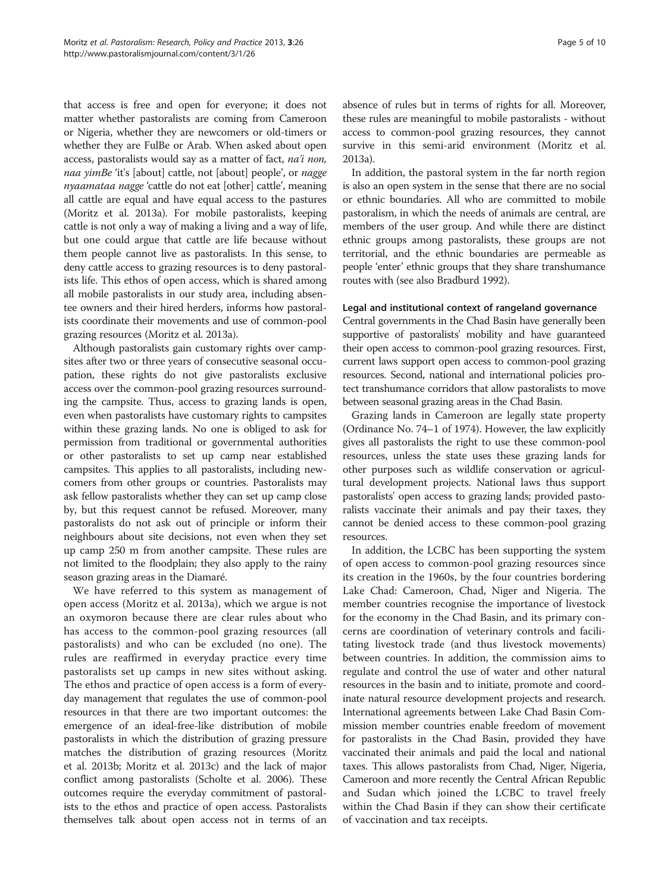that access is free and open for everyone; it does not matter whether pastoralists are coming from Cameroon or Nigeria, whether they are newcomers or old-timers or whether they are FulBe or Arab. When asked about open access, pastoralists would say as a matter of fact, *na'i non, naa yimBe* 'it's [about] cattle, not [about] people', or *nagge nyaamataa nagge* 'cattle do not eat [other] cattle', meaning all cattle are equal and have equal access to the pastures (Moritz et al. 2013a). For mobile pastoralists, keeping cattle is not only a way of making a living and a way of life, but one could argue that cattle are life because without them people cannot live as pastoralists. In this sense, to deny cattle access to grazing resources is to deny pastoralists life. This ethos of open access, which is shared among all mobile pastoralists in our study area, including absentee owners and their hired herders, informs how pastoralists coordinate their movements and use of common-pool grazing resources (Moritz et al. 2013a).

Although pastoralists gain customary rights over campsites after two or three years of consecutive seasonal occupation, these rights do not give pastoralists exclusive access over the common-pool grazing resources surrounding the campsite. Thus, access to grazing lands is open, even when pastoralists have customary rights to campsites within these grazing lands. No one is obliged to ask for permission from traditional or governmental authorities or other pastoralists to set up camp near established campsites. This applies to all pastoralists, including newcomers from other groups or countries. Pastoralists may ask fellow pastoralists whether they can set up camp close by, but this request cannot be refused. Moreover, many pastoralists do not ask out of principle or inform their neighbours about site decisions, not even when they set up camp 250 m from another campsite. These rules are not limited to the floodplain; they also apply to the rainy season grazing areas in the Diamaré.

We have referred to this system as management of open access (Moritz et al. 2013a), which we argue is not an oxymoron because there are clear rules about who has access to the common-pool grazing resources (all pastoralists) and who can be excluded (no one). The rules are reaffirmed in everyday practice every time pastoralists set up camps in new sites without asking. The ethos and practice of open access is a form of everyday management that regulates the use of common-pool resources in that there are two important outcomes: the emergence of an ideal-free-like distribution of mobile pastoralists in which the distribution of grazing pressure matches the distribution of grazing resources (Moritz et al. 2013b; Moritz et al. 2013c) and the lack of major conflict among pastoralists (Scholte et al. 2006). These outcomes require the everyday commitment of pastoralists to the ethos and practice of open access. Pastoralists themselves talk about open access not in terms of an absence of rules but in terms of rights for all. Moreover, these rules are meaningful to mobile pastoralists - without access to common-pool grazing resources, they cannot survive in this semi-arid environment (Moritz et al. 2013a).

In addition, the pastoral system in the far north region is also an open system in the sense that there are no social or ethnic boundaries. All who are committed to mobile pastoralism, in which the needs of animals are central, are members of the user group. And while there are distinct ethnic groups among pastoralists, these groups are not territorial, and the ethnic boundaries are permeable as people 'enter' ethnic groups that they share transhumance routes with (see also Bradburd 1992).

### Legal and institutional context of rangeland governance

Central governments in the Chad Basin have generally been supportive of pastoralists' mobility and have guaranteed their open access to common-pool grazing resources. First, current laws support open access to common-pool grazing resources. Second, national and international policies protect transhumance corridors that allow pastoralists to move between seasonal grazing areas in the Chad Basin.

Grazing lands in Cameroon are legally state property (Ordinance No. 74–1 of 1974). However, the law explicitly gives all pastoralists the right to use these common-pool resources, unless the state uses these grazing lands for other purposes such as wildlife conservation or agricultural development projects. National laws thus support pastoralists' open access to grazing lands; provided pastoralists vaccinate their animals and pay their taxes, they cannot be denied access to these common-pool grazing resources.

In addition, the LCBC has been supporting the system of open access to common-pool grazing resources since its creation in the 1960s, by the four countries bordering Lake Chad: Cameroon, Chad, Niger and Nigeria. The member countries recognise the importance of livestock for the economy in the Chad Basin, and its primary concerns are coordination of veterinary controls and facilitating livestock trade (and thus livestock movements) between countries. In addition, the commission aims to regulate and control the use of water and other natural resources in the basin and to initiate, promote and coordinate natural resource development projects and research. International agreements between Lake Chad Basin Commission member countries enable freedom of movement for pastoralists in the Chad Basin, provided they have vaccinated their animals and paid the local and national taxes. This allows pastoralists from Chad, Niger, Nigeria, Cameroon and more recently the Central African Republic and Sudan which joined the LCBC to travel freely within the Chad Basin if they can show their certificate of vaccination and tax receipts.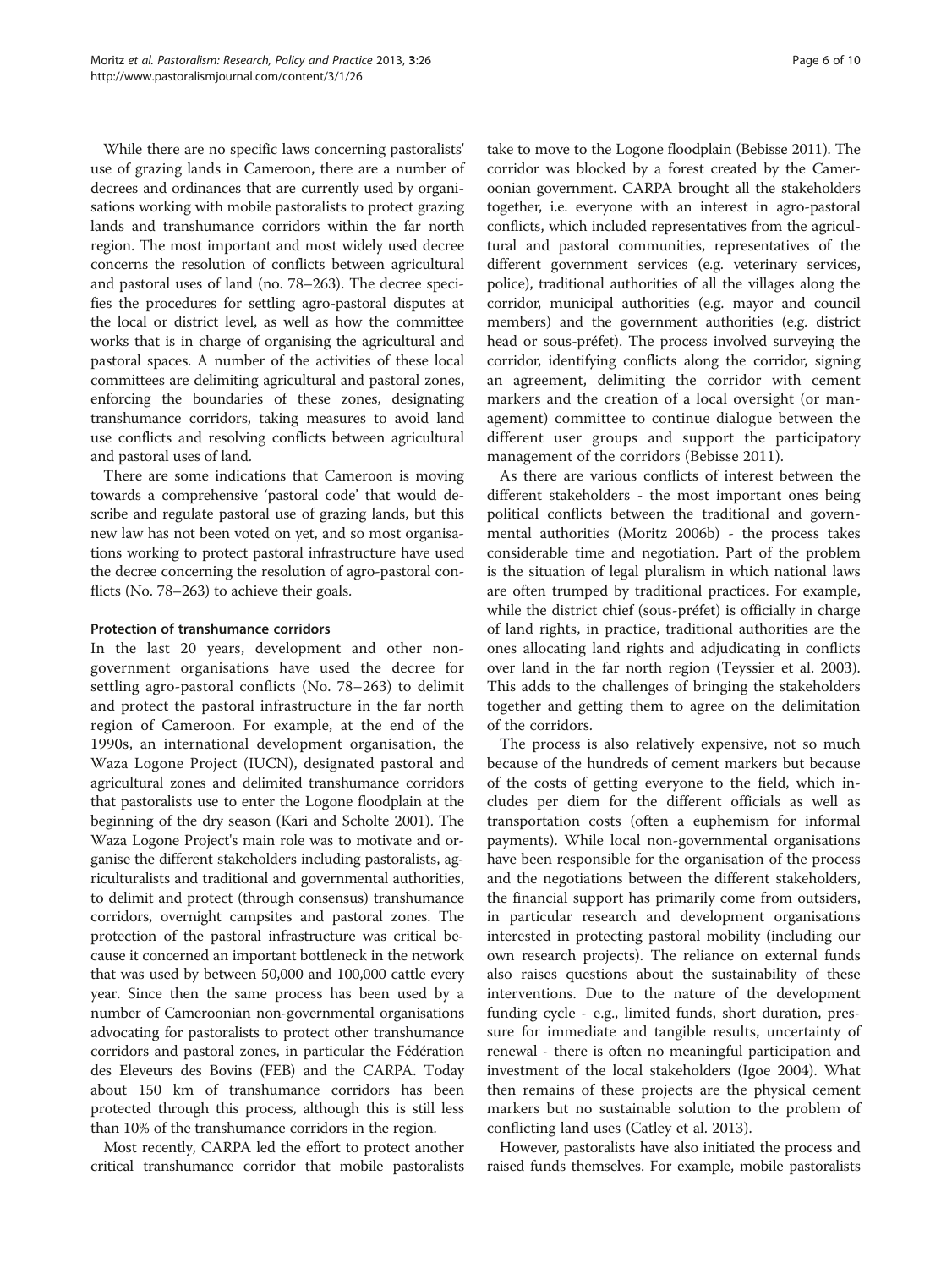While there are no specific laws concerning pastoralists' use of grazing lands in Cameroon, there are a number of decrees and ordinances that are currently used by organisations working with mobile pastoralists to protect grazing lands and transhumance corridors within the far north region. The most important and most widely used decree concerns the resolution of conflicts between agricultural and pastoral uses of land (no. 78–263). The decree specifies the procedures for settling agro-pastoral disputes at the local or district level, as well as how the committee works that is in charge of organising the agricultural and pastoral spaces. A number of the activities of these local committees are delimiting agricultural and pastoral zones, enforcing the boundaries of these zones, designating transhumance corridors, taking measures to avoid land use conflicts and resolving conflicts between agricultural and pastoral uses of land.

There are some indications that Cameroon is moving towards a comprehensive 'pastoral code' that would describe and regulate pastoral use of grazing lands, but this new law has not been voted on yet, and so most organisations working to protect pastoral infrastructure have used the decree concerning the resolution of agro-pastoral conflicts (No. 78–263) to achieve their goals.

### Protection of transhumance corridors

In the last 20 years, development and other non-government organisations have used the decree for settling agro-pastoral conflicts (No. 78–263) to delimit and protect the pastoral infrastructure in the far north region of Cameroon. For example, at the end of the 1990s, an international development organisation, the Waza Logone Project (IUCN), designated pastoral and agricultural zones and delimited transhumance corridors that pastoralists use to enter the Logone floodplain at the beginning of the dry season (Kari and Scholte 2001). The Waza Logone Project's main role was to motivate and organise the different stakeholders including pastoralists, agriculturalists and traditional and governmental authorities, to delimit and protect (through consensus) transhumance corridors, overnight campsites and pastoral zones. The protection of the pastoral infrastructure was critical because it concerned an important bottleneck in the network that was used by between 50,000 and 100,000 cattle every year. Since then the same process has been used by a number of Cameroonian non-governmental organisations advocating for pastoralists to protect other transhumance corridors and pastoral zones, in particular the Fédération des Eleveurs des Bovins (FEB) and the CARPA. Today about 150 km of transhumance corridors has been protected through this process, although this is still less than 10% of the transhumance corridors in the region.

Most recently, CARPA led the effort to protect another critical transhumance corridor that mobile pastoralists take to move to the Logone floodplain (Bebisse 2011). The corridor was blocked by a forest created by the Cameroonian government. CARPA brought all the stakeholders together, i.e. everyone with an interest in agro-pastoral conflicts, which included representatives from the agricultural and pastoral communities, representatives of the different government services (e.g. veterinary services, police), traditional authorities of all the villages along the corridor, municipal authorities (e.g. mayor and council members) and the government authorities (e.g. district head or sous-préfet). The process involved surveying the corridor, identifying conflicts along the corridor, signing an agreement, delimiting the corridor with cement markers and the creation of a local oversight (or management) committee to continue dialogue between the different user groups and support the participatory management of the corridors (Bebisse 2011).

As there are various conflicts of interest between the different stakeholders - the most important ones being political conflicts between the traditional and governmental authorities (Moritz 2006b) - the process takes considerable time and negotiation. Part of the problem is the situation of legal pluralism in which national laws are often trumped by traditional practices. For example, while the district chief (sous-préfet) is officially in charge of land rights, in practice, traditional authorities are the ones allocating land rights and adjudicating in conflicts over land in the far north region (Teyssier et al. 2003). This adds to the challenges of bringing the stakeholders together and getting them to agree on the delimitation of the corridors.

The process is also relatively expensive, not so much because of the hundreds of cement markers but because of the costs of getting everyone to the field, which includes per diem for the different officials as well as transportation costs (often a euphemism for informal payments). While local non-governmental organisations have been responsible for the organisation of the process and the negotiations between the different stakeholders, the financial support has primarily come from outsiders, in particular research and development organisations interested in protecting pastoral mobility (including our own research projects). The reliance on external funds also raises questions about the sustainability of these interventions. Due to the nature of the development funding cycle - e.g., limited funds, short duration, pressure for immediate and tangible results, uncertainty of renewal - there is often no meaningful participation and investment of the local stakeholders (Igoe 2004). What then remains of these projects are the physical cement markers but no sustainable solution to the problem of conflicting land uses (Catley et al. 2013).

However, pastoralists have also initiated the process and raised funds themselves. For example, mobile pastoralists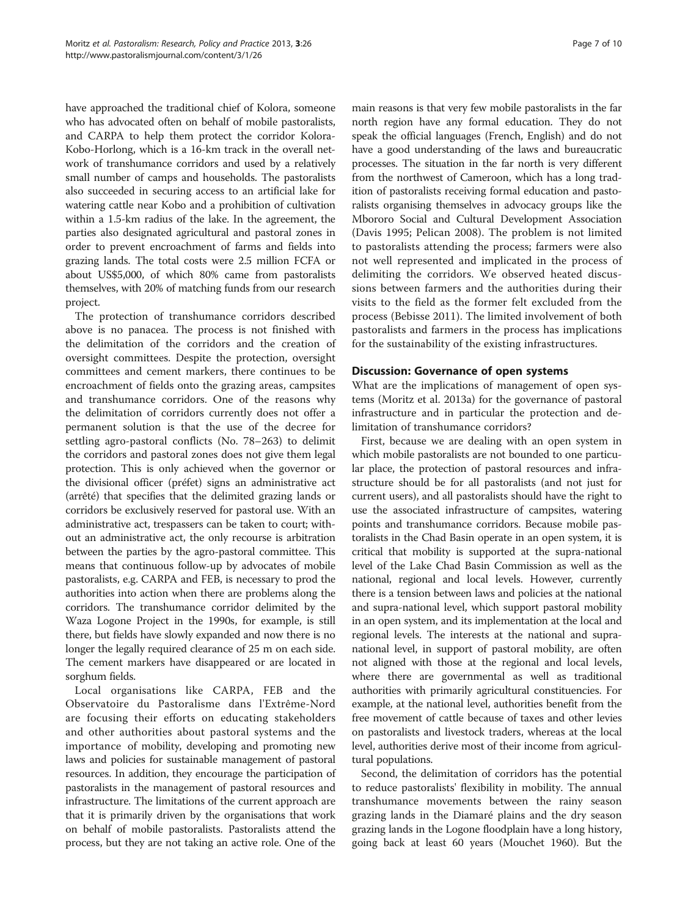have approached the traditional chief of Kolora, someone who has advocated often on behalf of mobile pastoralists, and CARPA to help them protect the corridor Kolora-Kobo-Horlong, which is a 16-km track in the overall network of transhumance corridors and used by a relatively small number of camps and households. The pastoralists also succeeded in securing access to an artificial lake for watering cattle near Kobo and a prohibition of cultivation within a 1.5-km radius of the lake. In the agreement, the parties also designated agricultural and pastoral zones in order to prevent encroachment of farms and fields into grazing lands. The total costs were 2.5 million FCFA or about US$5,000, of which 80% came from pastoralists themselves, with 20% of matching funds from our research project.

The protection of transhumance corridors described above is no panacea. The process is not finished with the delimitation of the corridors and the creation of oversight committees. Despite the protection, oversight committees and cement markers, there continues to be encroachment of fields onto the grazing areas, campsites and transhumance corridors. One of the reasons why the delimitation of corridors currently does not offer a permanent solution is that the use of the decree for settling agro-pastoral conflicts (No. 78–263) to delimit the corridors and pastoral zones does not give them legal protection. This is only achieved when the governor or the divisional officer (préfet) signs an administrative act (arrêté) that specifies that the delimited grazing lands or corridors be exclusively reserved for pastoral use. With an administrative act, trespassers can be taken to court; without an administrative act, the only recourse is arbitration between the parties by the agro-pastoral committee. This means that continuous follow-up by advocates of mobile pastoralists, e.g. CARPA and FEB, is necessary to prod the authorities into action when there are problems along the corridors. The transhumance corridor delimited by the Waza Logone Project in the 1990s, for example, is still there, but fields have slowly expanded and now there is no longer the legally required clearance of 25 m on each side. The cement markers have disappeared or are located in sorghum fields.

Local organisations like CARPA, FEB and the Observatoire du Pastoralisme dans l'Extrême-Nord are focusing their efforts on educating stakeholders and other authorities about pastoral systems and the importance of mobility, developing and promoting new laws and policies for sustainable management of pastoral resources. In addition, they encourage the participation of pastoralists in the management of pastoral resources and infrastructure. The limitations of the current approach are that it is primarily driven by the organisations that work on behalf of mobile pastoralists. Pastoralists attend the process, but they are not taking an active role. One of the main reasons is that very few mobile pastoralists in the far north region have any formal education. They do not speak the official languages (French, English) and do not have a good understanding of the laws and bureaucratic processes. The situation in the far north is very different from the northwest of Cameroon, which has a long tradition of pastoralists receiving formal education and pastoralists organising themselves in advocacy groups like the Mbororo Social and Cultural Development Association (Davis 1995; Pelican 2008). The problem is not limited to pastoralists attending the process; farmers were also not well represented and implicated in the process of delimiting the corridors. We observed heated discussions between farmers and the authorities during their visits to the field as the former felt excluded from the process (Bebisse 2011). The limited involvement of both pastoralists and farmers in the process has implications for the sustainability of the existing infrastructures.

## Discussion: Governance of open systems

What are the implications of management of open systems (Moritz et al. 2013a) for the governance of pastoral infrastructure and in particular the protection and delimitation of transhumance corridors?

First, because we are dealing with an open system in which mobile pastoralists are not bounded to one particular place, the protection of pastoral resources and infrastructure should be for all pastoralists (and not just for current users), and all pastoralists should have the right to use the associated infrastructure of campsites, watering points and transhumance corridors. Because mobile pastoralists in the Chad Basin operate in an open system, it is critical that mobility is supported at the supra-national level of the Lake Chad Basin Commission as well as the national, regional and local levels. However, currently there is a tension between laws and policies at the national and supra-national level, which support pastoral mobility in an open system, and its implementation at the local and regional levels. The interests at the national and supra-national level, in support of pastoral mobility, are often not aligned with those at the regional and local levels, where there are governmental as well as traditional authorities with primarily agricultural constituencies. For example, at the national level, authorities benefit from the free movement of cattle because of taxes and other levies on pastoralists and livestock traders, whereas at the local level, authorities derive most of their income from agricultural populations.

Second, the delimitation of corridors has the potential to reduce pastoralists' flexibility in mobility. The annual transhumance movements between the rainy season grazing lands in the Diamaré plains and the dry season grazing lands in the Logone floodplain have a long history, going back at least 60 years (Mouchet 1960). But the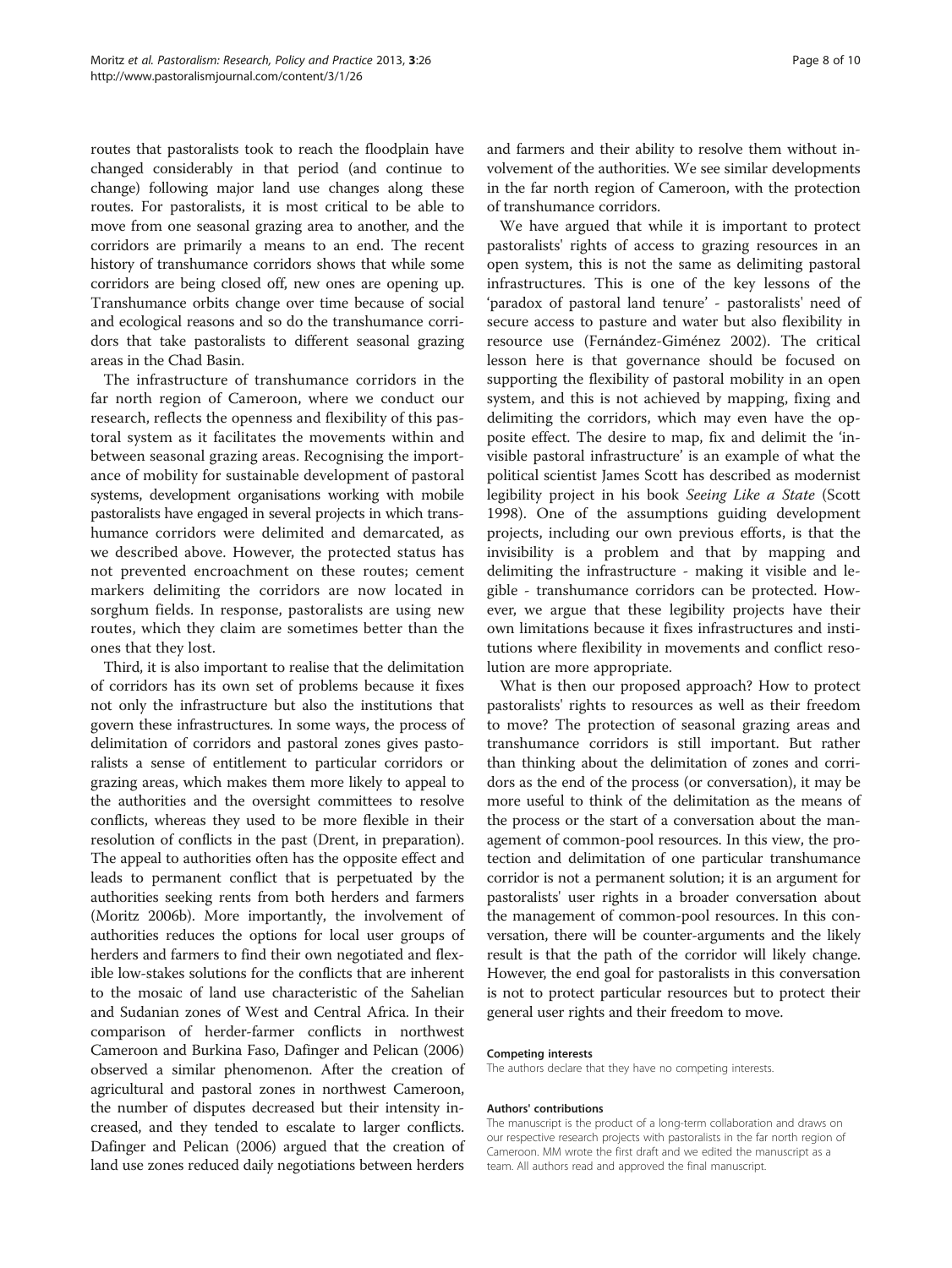routes that pastoralists took to reach the floodplain have changed considerably in that period (and continue to change) following major land use changes along these routes. For pastoralists, it is most critical to be able to move from one seasonal grazing area to another, and the corridors are primarily a means to an end. The recent history of transhumance corridors shows that while some corridors are being closed off, new ones are opening up. Transhumance orbits change over time because of social and ecological reasons and so do the transhumance corridors that take pastoralists to different seasonal grazing areas in the Chad Basin.

The infrastructure of transhumance corridors in the far north region of Cameroon, where we conduct our research, reflects the openness and flexibility of this pastoral system as it facilitates the movements within and between seasonal grazing areas. Recognising the importance of mobility for sustainable development of pastoral systems, development organisations working with mobile pastoralists have engaged in several projects in which transhumance corridors were delimited and demarcated, as we described above. However, the protected status has not prevented encroachment on these routes; cement markers delimiting the corridors are now located in sorghum fields. In response, pastoralists are using new routes, which they claim are sometimes better than the ones that they lost.

Third, it is also important to realise that the delimitation of corridors has its own set of problems because it fixes not only the infrastructure but also the institutions that govern these infrastructures. In some ways, the process of delimitation of corridors and pastoral zones gives pastoralists a sense of entitlement to particular corridors or grazing areas, which makes them more likely to appeal to the authorities and the oversight committees to resolve conflicts, whereas they used to be more flexible in their resolution of conflicts in the past (Drent, in preparation). The appeal to authorities often has the opposite effect and leads to permanent conflict that is perpetuated by the authorities seeking rents from both herders and farmers (Moritz 2006b). More importantly, the involvement of authorities reduces the options for local user groups of herders and farmers to find their own negotiated and flexible low-stakes solutions for the conflicts that are inherent to the mosaic of land use characteristic of the Sahelian and Sudanian zones of West and Central Africa. In their comparison of herder-farmer conflicts in northwest Cameroon and Burkina Faso, Dafinger and Pelican (2006) observed a similar phenomenon. After the creation of agricultural and pastoral zones in northwest Cameroon, the number of disputes decreased but their intensity increased, and they tended to escalate to larger conflicts. Dafinger and Pelican (2006) argued that the creation of land use zones reduced daily negotiations between herders and farmers and their ability to resolve them without involvement of the authorities. We see similar developments in the far north region of Cameroon, with the protection of transhumance corridors.

We have argued that while it is important to protect pastoralists' rights of access to grazing resources in an open system, this is not the same as delimiting pastoral infrastructures. This is one of the key lessons of the 'paradox of pastoral land tenure' - pastoralists' need of secure access to pasture and water but also flexibility in resource use (Fernández-Giménez 2002). The critical lesson here is that governance should be focused on supporting the flexibility of pastoral mobility in an open system, and this is not achieved by mapping, fixing and delimiting the corridors, which may even have the opposite effect. The desire to map, fix and delimit the 'invisible pastoral infrastructure' is an example of what the political scientist James Scott has described as modernist legibility project in his book *Seeing Like a State* (Scott 1998). One of the assumptions guiding development projects, including our own previous efforts, is that the invisibility is a problem and that by mapping and delimiting the infrastructure - making it visible and legible - transhumance corridors can be protected. However, we argue that these legibility projects have their own limitations because it fixes infrastructures and institutions where flexibility in movements and conflict resolution are more appropriate.

What is then our proposed approach? How to protect pastoralists' rights to resources as well as their freedom to move? The protection of seasonal grazing areas and transhumance corridors is still important. But rather than thinking about the delimitation of zones and corridors as the end of the process (or conversation), it may be more useful to think of the delimitation as the means of the process or the start of a conversation about the management of common-pool resources. In this view, the protection and delimitation of one particular transhumance corridor is not a permanent solution; it is an argument for pastoralists' user rights in a broader conversation about the management of common-pool resources. In this conversation, there will be counter-arguments and the likely result is that the path of the corridor will likely change. However, the end goal for pastoralists in this conversation is not to protect particular resources but to protect their general user rights and their freedom to move.

#### Competing interests
The authors declare that they have no competing interests.

#### Authors' contributions
The manuscript is the product of a long-term collaboration and draws on our respective research projects with pastoralists in the far north region of Cameroon. MM wrote the first draft and we edited the manuscript as a team. All authors read and approved the final manuscript.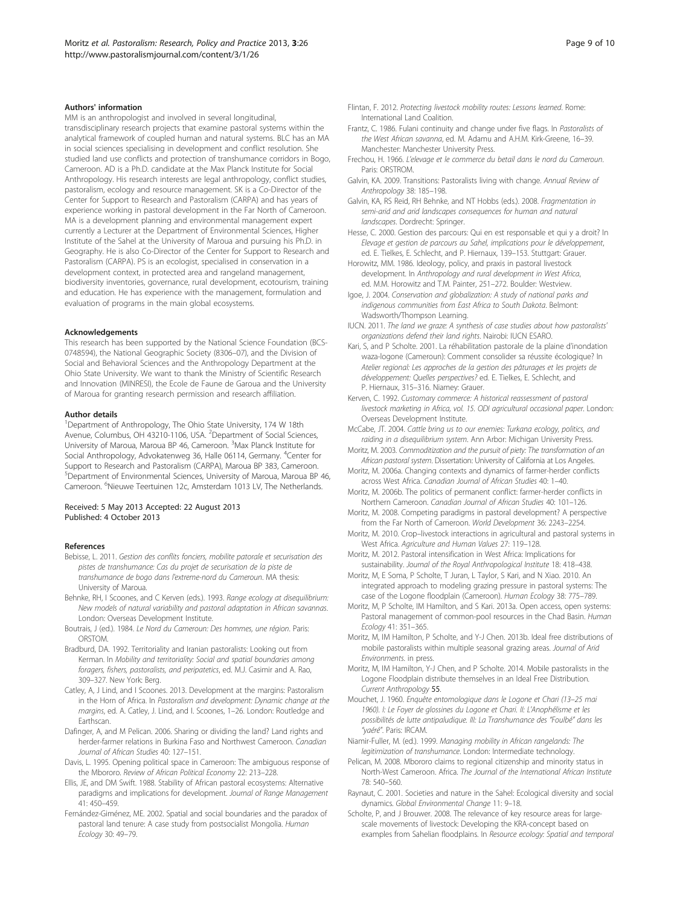### Authors' information

MM is an anthropologist and involved in several longitudinal, transdisciplinary research projects that examine pastoral systems within the analytical framework of coupled human and natural systems. BLC has an MA in social sciences specialising in development and conflict resolution. She studied land use conflicts and protection of transhumance corridors in Bogo, Cameroon. AD is a Ph.D. candidate at the Max Planck Institute for Social Anthropology. His research interests are legal anthropology, conflict studies, pastoralism, ecology and resource management. SK is a Co-Director of the Center for Support to Research and Pastoralism (CARPA) and has years of experience working in pastoral development in the Far North of Cameroon. MA is a development planning and environmental management expert currently a Lecturer at the Department of Environmental Sciences, Higher Institute of the Sahel at the University of Maroua and pursuing his Ph.D. in Geography. He is also Co-Director of the Center for Support to Research and Pastoralism (CARPA). PS is an ecologist, specialised in conservation in a development context, in protected area and rangeland management, biodiversity inventories, governance, rural development, ecotourism, training and education. He has experience with the management, formulation and evaluation of programs in the main global ecosystems.

### Acknowledgements

This research has been supported by the National Science Foundation (BCS-0748594), the National Geographic Society (8306–07), and the Division of Social and Behavioral Sciences and the Anthropology Department at the Ohio State University. We want to thank the Ministry of Scientific Research and Innovation (MINRESI), the Ecole de Faune de Garoua and the University of Maroua for granting research permission and research affiliation.

### Author details

[1]Department of Anthropology, The Ohio State University, 174 W 18th Avenue, Columbus, OH 43210-1106, USA. [2]Department of Social Sciences, University of Maroua, Maroua BP 46, Cameroon. [3]Max Planck Institute for Social Anthropology, Advokatenweg 36, Halle 06114, Germany. [4]Center for Support to Research and Pastoralism (CARPA), Maroua BP 383, Cameroon. [5]Department of Environmental Sciences, University of Maroua, Maroua BP 46, Cameroon. [6]Nieuwe Teertuinen 12c, Amsterdam 1013 LV, The Netherlands.

Received: 5 May 2013 Accepted: 22 August 2013
Published: 4 October 2013

### References

Bebisse, L. 2011. *Gestion des conflits fonciers, mobilite patorale et securisation des pistes de transhumance: Cas du projet de securisation de la piste de transhumance de bogo dans l'extreme-nord du Cameroun*. MA thesis: University of Maroua.

Behnke, RH, I Scoones, and C Kerven (eds.). 1993. *Range ecology at disequilibrium: New models of natural variability and pastoral adaptation in African savannas*. London: Overseas Development Institute.

Boutrais, J (ed.). 1984. *Le Nord du Cameroun: Des hommes, une région*. Paris: ORSTOM.

Bradburd, DA. 1992. Territoriality and Iranian pastoralists: Looking out from Kerman. In *Mobility and territoriality: Social and spatial boundaries among foragers, fishers, pastoralists, and peripatetics*, ed. M.J. Casimir and A. Rao, 309–327. New York: Berg.

Catley, A, J Lind, and I Scoones. 2013. Development at the margins: Pastoralism in the Horn of Africa. In *Pastoralism and development: Dynamic change at the margins*, ed. A. Catley, J. Lind, and I. Scoones, 1–26. London: Routledge and Earthscan.

Dafinger, A, and M Pelican. 2006. Sharing or dividing the land? Land rights and herder-farmer relations in Burkina Faso and Northwest Cameroon. *Canadian Journal of African Studies* 40: 127–151.

Davis, L. 1995. Opening political space in Cameroon: The ambiguous response of the Mbororo. *Review of African Political Economy* 22: 213–228.

Ellis, JE, and DM Swift. 1988. Stability of African pastoral ecosystems: Alternative paradigms and implications for development. *Journal of Range Management* 41: 450–459.

Fernández-Giménez, ME. 2002. Spatial and social boundaries and the paradox of pastoral land tenure: A case study from postsocialist Mongolia. *Human Ecology* 30: 49–79.

Flintan, F. 2012. *Protecting livestock mobility routes: Lessons learned*. Rome: International Land Coalition.

Frantz, C. 1986. Fulani continuity and change under five flags. In *Pastoralists of the West African savanna*, ed. M. Adamu and A.H.M. Kirk-Greene, 16–39. Manchester: Manchester University Press.

Frechou, H. 1966. *L'elevage et le commerce du betail dans le nord du Cameroun*. Paris: ORSTROM.

Galvin, KA. 2009. Transitions: Pastoralists living with change. *Annual Review of Anthropology* 38: 185–198.

Galvin, KA, RS Reid, RH Behnke, and NT Hobbs (eds.). 2008. *Fragmentation in semi-arid and arid landscapes consequences for human and natural landscapes*. Dordrecht: Springer.

Hesse, C. 2000. Gestion des parcours: Qui en est responsable et qui y a droit? In *Elevage et gestion de parcours au Sahel, implications pour le développement*, ed. E. Tielkes, E. Schlecht, and P. Hiernaux, 139–153. Stuttgart: Grauer.

Horowitz, MM. 1986. Ideology, policy, and praxis in pastoral livestock development. In *Anthropology and rural development in West Africa*, ed. M.M. Horowitz and T.M. Painter, 251–272. Boulder: Westview.

Igoe, J. 2004. *Conservation and globalization: A study of national parks and indigenous communities from East Africa to South Dakota*. Belmont: Wadsworth/Thompson Learning.

IUCN. 2011. *The land we graze: A synthesis of case studies about how pastoralists' organizations defend their land rights*. Nairobi: IUCN ESARO.

Kari, S, and P Scholte. 2001. La réhabilitation pastorale de la plaine d'inondation waza-logone (Cameroun): Comment consolider sa réussite écologique? In *Atelier regional: Les approches de la gestion des pâturages et les projets de développement: Quelles perspectives?* ed. E. Tielkes, E. Schlecht, and P. Hiernaux, 315–316. Niamey: Grauer.

Kerven, C. 1992. *Customary commerce: A historical reassessment of pastoral livestock marketing in Africa, vol. 15. ODI agricultural occasional paper*. London: Overseas Development Institute.

McCabe, JT. 2004. *Cattle bring us to our enemies: Turkana ecology, politics, and raiding in a disequilibrium system*. Ann Arbor: Michigan University Press.

Moritz, M. 2003. *Commoditization and the pursuit of piety: The transformation of an African pastoral system*. Dissertation: University of California at Los Angeles.

Moritz, M. 2006a. Changing contexts and dynamics of farmer-herder conflicts across West Africa. *Canadian Journal of African Studies* 40: 1–40.

Moritz, M. 2006b. The politics of permanent conflict: farmer-herder conflicts in Northern Cameroon. *Canadian Journal of African Studies* 40: 101–126.

Moritz, M. 2008. Competing paradigms in pastoral development? A perspective from the Far North of Cameroon. *World Development* 36: 2243–2254.

Moritz, M. 2010. Crop–livestock interactions in agricultural and pastoral systems in West Africa. *Agriculture and Human Values* 27: 119–128.

Moritz, M. 2012. Pastoral intensification in West Africa: Implications for sustainability. *Journal of the Royal Anthropological Institute* 18: 418–438.

Moritz, M, E Soma, P Scholte, T Juran, L Taylor, S Kari, and N Xiao. 2010. An integrated approach to modeling grazing pressure in pastoral systems: The case of the Logone floodplain (Cameroon). *Human Ecology* 38: 775–789.

Moritz, M, P Scholte, IM Hamilton, and S Kari. 2013a. Open access, open systems: Pastoral management of common-pool resources in the Chad Basin. *Human Ecology* 41: 351–365.

Moritz, M, IM Hamilton, P Scholte, and Y-J Chen. 2013b. Ideal free distributions of mobile pastoralists within multiple seasonal grazing areas. *Journal of Arid Environments*. in press.

Moritz, M, IM Hamilton, Y-J Chen, and P Scholte. 2014. Mobile pastoralists in the Logone Floodplain distribute themselves in an Ideal Free Distribution. *Current Anthropology* **55**.

Mouchet, J. 1960. *Enquête entomologique dans le Logone et Chari (13–25 mai 1960). I: Le Foyer de glossines du Logone et Chari. II: L'Anophélisme et les possibilités de lutte antipaludique. III: La Transhumance des "Foulbé" dans les "yaéré"*. Paris: IRCAM.

Niamir-Fuller, M. (ed.). 1999. *Managing mobility in African rangelands: The legitimization of transhumance*. London: Intermediate technology.

Pelican, M. 2008. Mbororo claims to regional citizenship and minority status in North-West Cameroon. Africa. *The Journal of the International African Institute* 78: 540–560.

Raynaut, C. 2001. Societies and nature in the Sahel: Ecological diversity and social dynamics. *Global Environmental Change* 11: 9–18.

Scholte, P, and J Brouwer. 2008. The relevance of key resource areas for large-scale movements of livestock: Developing the KRA-concept based on examples from Sahelian floodplains. In *Resource ecology: Spatial and temporal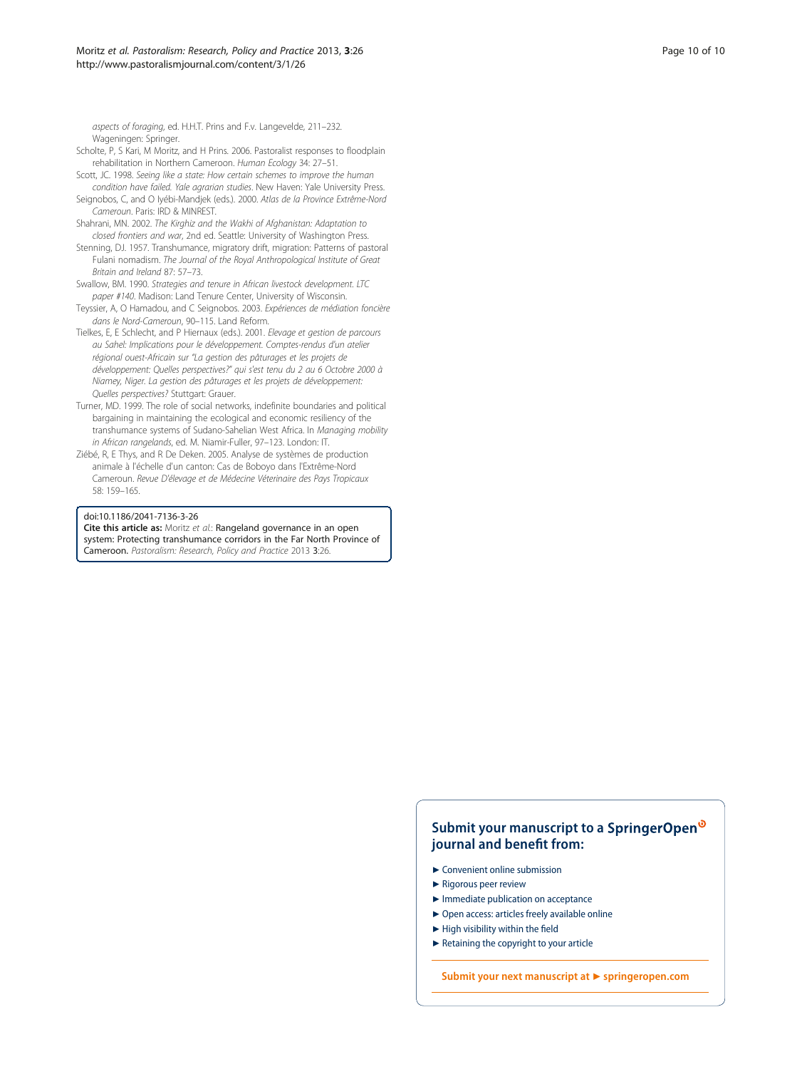*aspects of foraging*, ed. H.H.T. Prins and F.v. Langevelde, 211–232. Wageningen: Springer.

Scholte, P, S Kari, M Moritz, and H Prins. 2006. Pastoralist responses to floodplain rehabilitation in Northern Cameroon. *Human Ecology* 34: 27–51.

Scott, JC. 1998. *Seeing like a state: How certain schemes to improve the human condition have failed. Yale agrarian studies*. New Haven: Yale University Press.

Seignobos, C, and O Iyébi-Mandjek (eds.). 2000. *Atlas de la Province Extrême-Nord Cameroun*. Paris: IRD & MINREST.

Shahrani, MN. 2002. *The Kirghiz and the Wakhi of Afghanistan: Adaptation to closed frontiers and war*, 2nd ed. Seattle: University of Washington Press.

Stenning, DJ. 1957. Transhumance, migratory drift, migration: Patterns of pastoral Fulani nomadism. *The Journal of the Royal Anthropological Institute of Great Britain and Ireland* 87: 57–73.

Swallow, BM. 1990. *Strategies and tenure in African livestock development. LTC paper #140*. Madison: Land Tenure Center, University of Wisconsin.

Teyssier, A, O Hamadou, and C Seignobos. 2003. *Expériences de médiation foncière dans le Nord-Cameroun*, 90–115. Land Reform.

Tielkes, E, E Schlecht, and P Hiernaux (eds.). 2001. *Elevage et gestion de parcours au Sahel: Implications pour le développement. Comptes-rendus d'un atelier régional ouest-Africain sur "La gestion des pâturages et les projets de développement: Quelles perspectives?" qui s'est tenu du 2 au 6 Octobre 2000 à Niamey, Niger. La gestion des pâturages et les projets de développement: Quelles perspectives?* Stuttgart: Grauer.

Turner, MD. 1999. The role of social networks, indefinite boundaries and political bargaining in maintaining the ecological and economic resiliency of the transhumance systems of Sudano-Sahelian West Africa. In *Managing mobility in African rangelands*, ed. M. Niamir-Fuller, 97–123. London: IT.

Ziébé, R, E Thys, and R De Deken. 2005. Analyse de systèmes de production animale à l'échelle d'un canton: Cas de Boboyo dans l'Extrême-Nord Cameroun. *Revue D'élevage et de Médecine Véterinaire des Pays Tropicaux* 58: 159–165.

doi:10.1186/2041-7136-3-26

**Cite this article as:** Moritz *et al.*: Rangeland governance in an open system: Protecting transhumance corridors in the Far North Province of Cameroon. *Pastoralism: Research, Policy and Practice* 2013 **3**:26.

**Submit your manuscript to a SpringerOpen journal and benefit from:**

- ► Convenient online submission
- ► Rigorous peer review
- ► Immediate publication on acceptance
- ► Open access: articles freely available online
- ► High visibility within the field
- ► Retaining the copyright to your article

**Submit your next manuscript at ► springeropen.com**